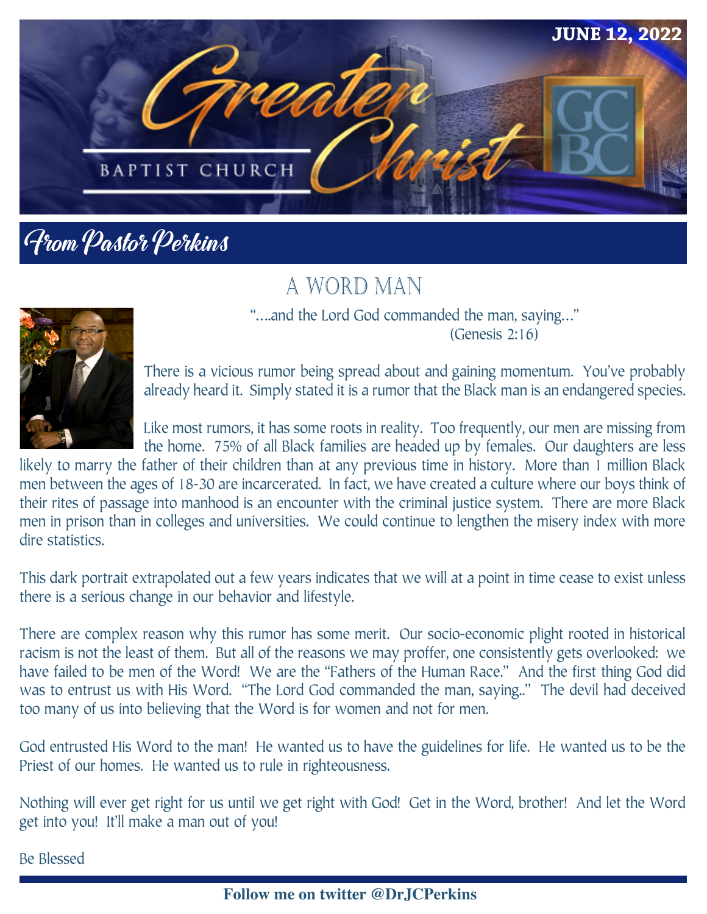# Greater Christ Baptist Church

**JUNE 12, 2022**

## From Pastor Perkins

### A WORD MAN

"….and the Lord God commanded the man, saying…"
(Genesis 2:16)

There is a vicious rumor being spread about and gaining momentum. You've probably already heard it. Simply stated it is a rumor that the Black man is an endangered species.

Like most rumors, it has some roots in reality. Too frequently, our men are missing from the home. 75% of all Black families are headed up by females. Our daughters are less likely to marry the father of their children than at any previous time in history. More than 1 million Black men between the ages of 18-30 are incarcerated. In fact, we have created a culture where our boys think of their rites of passage into manhood is an encounter with the criminal justice system. There are more Black men in prison than in colleges and universities. We could continue to lengthen the misery index with more dire statistics.

This dark portrait extrapolated out a few years indicates that we will at a point in time cease to exist unless there is a serious change in our behavior and lifestyle.

There are complex reason why this rumor has some merit. Our socio-economic plight rooted in historical racism is not the least of them. But all of the reasons we may proffer, one consistently gets overlooked: we have failed to be men of the Word! We are the "Fathers of the Human Race." And the first thing God did was to entrust us with His Word. "The Lord God commanded the man, saying.." The devil had deceived too many of us into believing that the Word is for women and not for men.

God entrusted His Word to the man! He wanted us to have the guidelines for life. He wanted us to be the Priest of our homes. He wanted us to rule in righteousness.

Nothing will ever get right for us until we get right with God! Get in the Word, brother! And let the Word get into you! It'll make a man out of you!

Be Blessed

**Follow me on twitter @DrJCPerkins**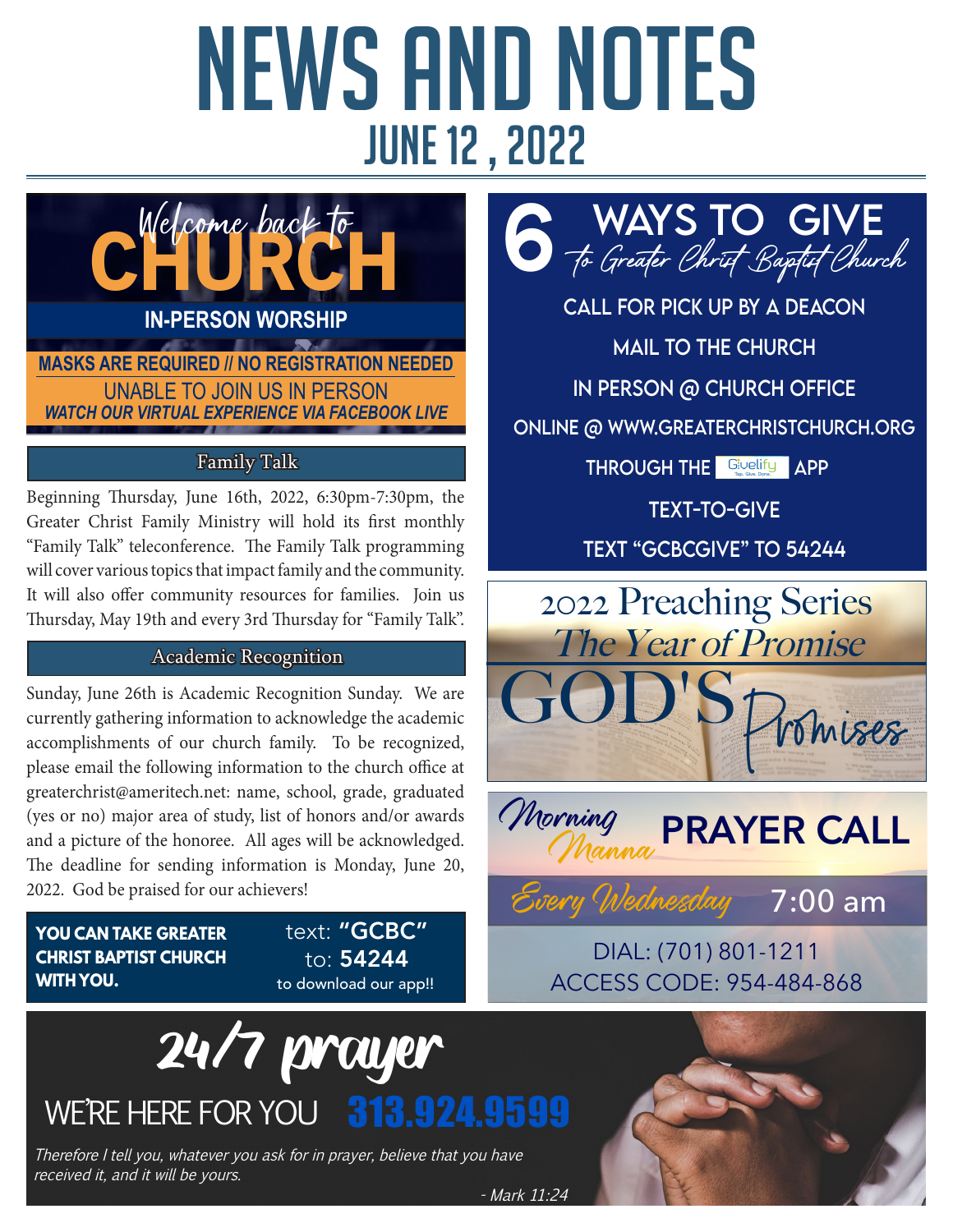# NEWS AND NOTES

## JUNE 12 , 2022

*Welcome back to*

**CHURCH**

**IN-PERSON WORSHIP**

**MASKS ARE REQUIRED // NO REGISTRATION NEEDED**

UNABLE TO JOIN US IN PERSON

***WATCH OUR VIRTUAL EXPERIENCE VIA FACEBOOK LIVE***

### Family Talk

Beginning Thursday, June 16th, 2022, 6:30pm-7:30pm, the Greater Christ Family Ministry will hold its first monthly "Family Talk" teleconference. The Family Talk programming will cover various topics that impact family and the community. It will also offer community resources for families. Join us Thursday, May 19th and every 3rd Thursday for "Family Talk".

### Academic Recognition

Sunday, June 26th is Academic Recognition Sunday. We are currently gathering information to acknowledge the academic accomplishments of our church family. To be recognized, please email the following information to the church office at greaterchrist@ameritech.net: name, school, grade, graduated (yes or no) major area of study, list of honors and/or awards and a picture of the honoree. All ages will be acknowledged. The deadline for sending information is Monday, June 20, 2022. God be praised for our achievers!

**YOU CAN TAKE GREATER CHRIST BAPTIST CHURCH WITH YOU.**

text: **"GCBC"**
to: **54244**
to download our app!!

## 6 WAYS TO GIVE

*to Greater Christ Baptist Church*

- CALL FOR PICK UP BY A DEACON
- MAIL TO THE CHURCH
- IN PERSON @ CHURCH OFFICE
- ONLINE @ WWW.GREATERCHRISTCHURCH.ORG
- THROUGH THE Givelify APP
- TEXT-TO-GIVE

TEXT "GCBCGIVE" TO 54244

## 2022 Preaching Series

*The Year of Promise*

GOD'S *Promises*

## *Morning Manna* PRAYER CALL

*Every Wednesday* 7:00 am

DIAL: (701) 801-1211

ACCESS CODE: 954-484-868

## 24/7 prayer

WE'RE HERE FOR YOU **313.924.9599**

*Therefore I tell you, whatever you ask for in prayer, believe that you have received it, and it will be yours.*

*- Mark 11:24*